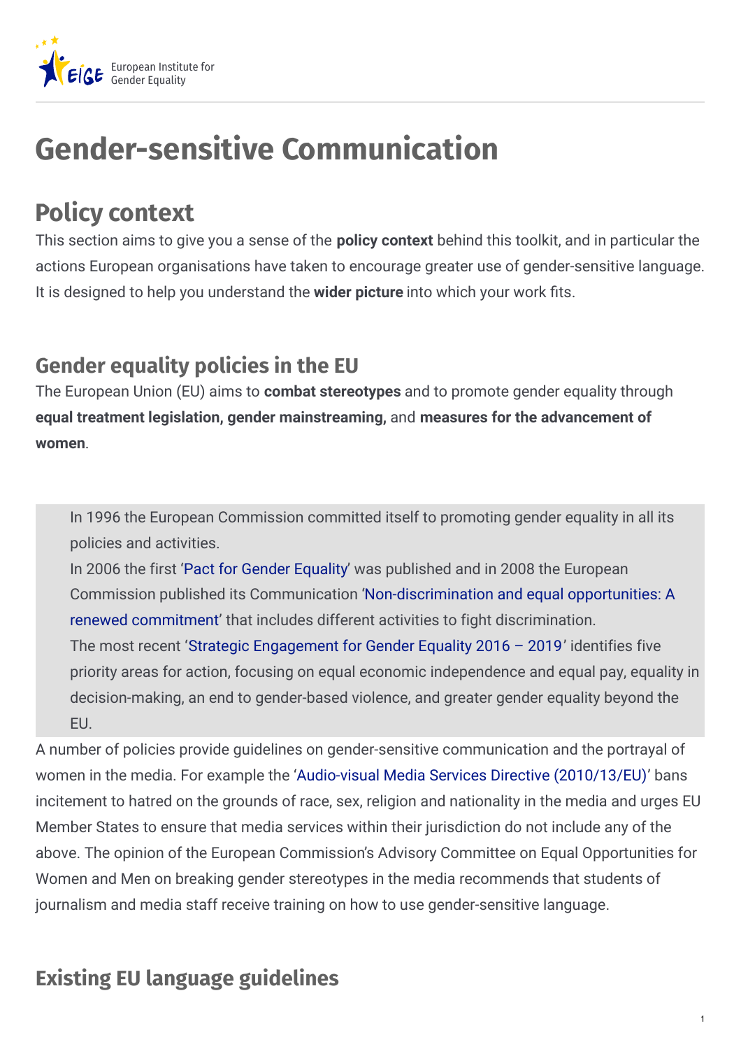European Institute for Gender Equality

# Gender-sensitive Communication

## Policy context

This section aims to give you a sense of the **policy context** behind this toolkit, and in particular the actions European organisations have taken to encourage greater use of gender-sensitive language. It is designed to help you understand the **wider picture** into which your work fits.

### Gender equality policies in the EU

The European Union (EU) aims to **combat stereotypes** and to promote gender equality through **equal treatment legislation, gender mainstreaming,** and **measures for the advancement of women**.

> In 1996 the European Commission committed itself to promoting gender equality in all its policies and activities.
> In 2006 the first 'Pact for Gender Equality' was published and in 2008 the European Commission published its Communication 'Non-discrimination and equal opportunities: A renewed commitment' that includes different activities to fight discrimination.
> The most recent 'Strategic Engagement for Gender Equality 2016 – 2019' identifies five priority areas for action, focusing on equal economic independence and equal pay, equality in decision-making, an end to gender-based violence, and greater gender equality beyond the EU.

A number of policies provide guidelines on gender-sensitive communication and the portrayal of women in the media. For example the 'Audio-visual Media Services Directive (2010/13/EU)' bans incitement to hatred on the grounds of race, sex, religion and nationality in the media and urges EU Member States to ensure that media services within their jurisdiction do not include any of the above. The opinion of the European Commission's Advisory Committee on Equal Opportunities for Women and Men on breaking gender stereotypes in the media recommends that students of journalism and media staff receive training on how to use gender-sensitive language.

### Existing EU language guidelines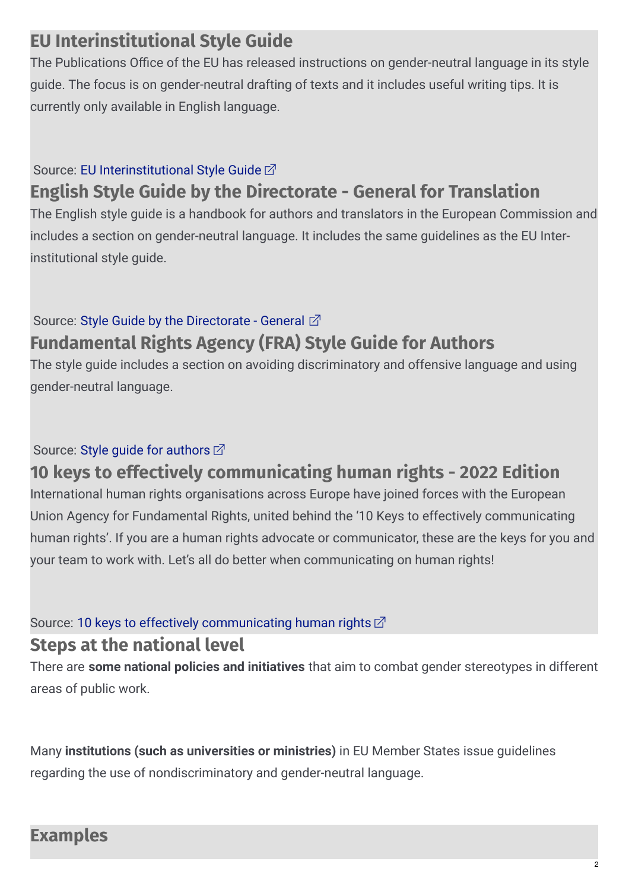## EU Interinstitutional Style Guide

The Publications Office of the EU has released instructions on gender-neutral language in its style guide. The focus is on gender-neutral drafting of texts and it includes useful writing tips. It is currently only available in English language.

Source: EU Interinstitutional Style Guide

## English Style Guide by the Directorate - General for Translation

The English style guide is a handbook for authors and translators in the European Commission and includes a section on gender-neutral language. It includes the same guidelines as the EU Inter-institutional style guide.

Source: Style Guide by the Directorate - General

## Fundamental Rights Agency (FRA) Style Guide for Authors

The style guide includes a section on avoiding discriminatory and offensive language and using gender-neutral language.

Source: Style guide for authors

## 10 keys to effectively communicating human rights - 2022 Edition

International human rights organisations across Europe have joined forces with the European Union Agency for Fundamental Rights, united behind the '10 Keys to effectively communicating human rights'. If you are a human rights advocate or communicator, these are the keys for you and your team to work with. Let's all do better when communicating on human rights!

Source: 10 keys to effectively communicating human rights

## Steps at the national level

There are **some national policies and initiatives** that aim to combat gender stereotypes in different areas of public work.

Many **institutions (such as universities or ministries)** in EU Member States issue guidelines regarding the use of nondiscriminatory and gender-neutral language.

## Examples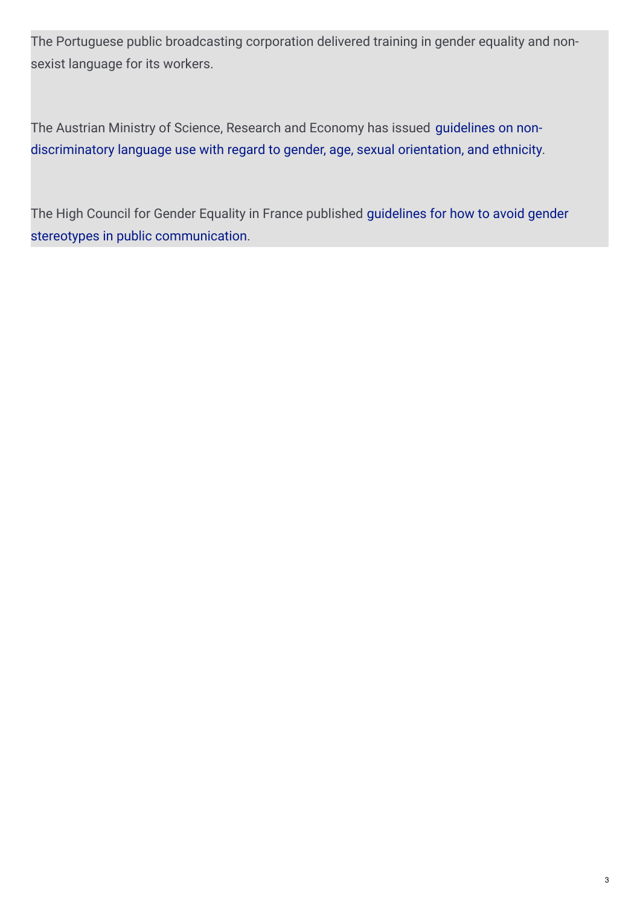The Portuguese public broadcasting corporation delivered training in gender equality and non-sexist language for its workers.

The Austrian Ministry of Science, Research and Economy has issued guidelines on non-discriminatory language use with regard to gender, age, sexual orientation, and ethnicity.

The High Council for Gender Equality in France published guidelines for how to avoid gender stereotypes in public communication.